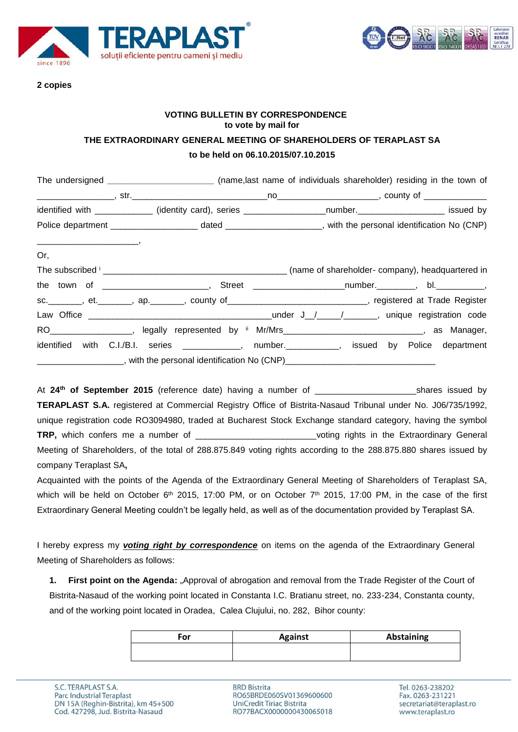**2 copies**

**VOTING BULLETIN BY CORRESPONDENCE**
**to vote by mail for**
**THE EXTRAORDINARY GENERAL MEETING OF SHAREHOLDERS OF TERAPLAST SA**
**to be held on 06.10.2015/07.10.2015**

The undersigned _____________________ (name,last name of individuals shareholder) residing in the town of _______________, str.___________________________no___________________, county of _____________ identified with ____________ (identity card), series ________________number.________________ issued by Police department _________________ dated ___________________, with the personal identification No (CNP) ____________________,

Or,

The subscribed [i] ______________________________________ (name of shareholder- company), headquartered in the town of _____________________, Street __________________number.________, bl._________, sc._______, et._______, ap._______, county of___________________________, registered at Trade Register Law Office ______________________________________under J__/____/_______, unique registration code RO________________, legally represented by [ii] Mr/Mrs_____________________________, as Manager, identified with C.I./B.I. series ___________, number.__________, issued by Police department _________________, with the personal identification No (CNP)______________________________

At **24th of September 2015** (reference date) having a number of ____________________shares issued by **TERAPLAST S.A.** registered at Commercial Registry Office of Bistrita-Nasaud Tribunal under No. J06/735/1992, unique registration code RO3094980, traded at Bucharest Stock Exchange standard category, having the symbol **TRP,** which confers me a number of ________________________voting rights in the Extraordinary General Meeting of Shareholders, of the total of 288.875.849 voting rights according to the 288.875.880 shares issued by company Teraplast SA**,**

Acquainted with the points of the Agenda of the Extraordinary General Meeting of Shareholders of Teraplast SA, which will be held on October 6th 2015, 17:00 PM, or on October 7th 2015, 17:00 PM, in the case of the first Extraordinary General Meeting couldn't be legally held, as well as of the documentation provided by Teraplast SA.

I hereby express my ***voting right by correspondence*** on items on the agenda of the Extraordinary General Meeting of Shareholders as follows:

1. **First point on the Agenda:** „Approval of abrogation and removal from the Trade Register of the Court of Bistrita-Nasaud of the working point located in Constanta I.C. Bratianu street, no. 233-234, Constanta county, and of the working point located in Oradea, Calea Clujului, no. 282, Bihor county:

| For | Against | Abstaining |
|---|---|---|
| | | |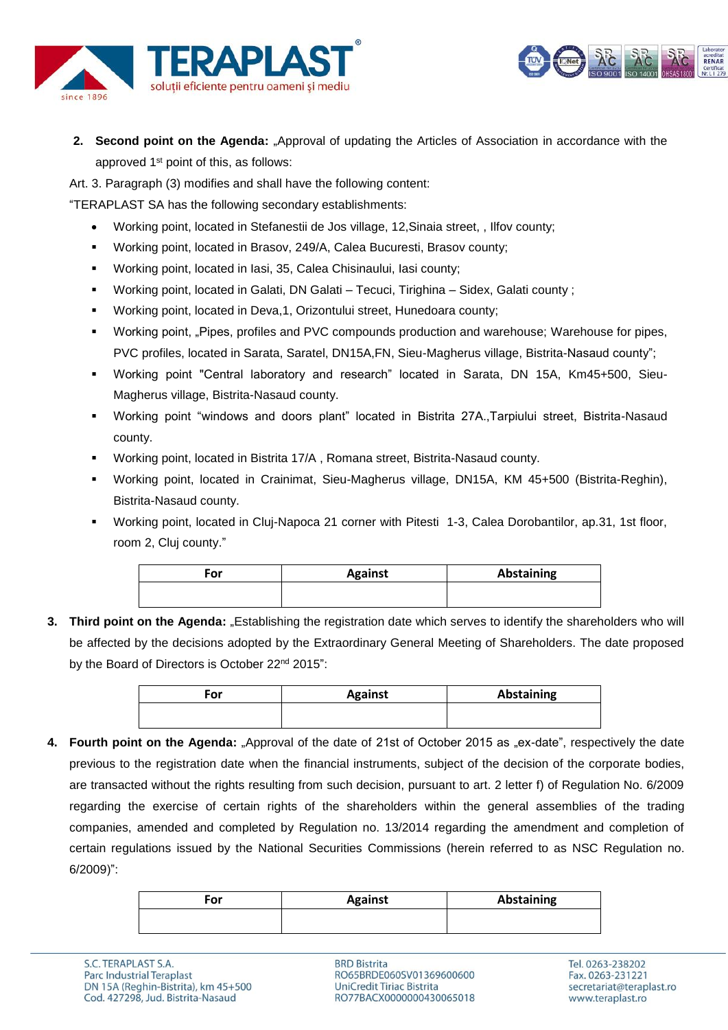2. **Second point on the Agenda:** „Approval of updating the Articles of Association in accordance with the approved 1st point of this, as follows:

Art. 3. Paragraph (3) modifies and shall have the following content:

"TERAPLAST SA has the following secondary establishments:

- Working point, located in Stefanestii de Jos village, 12,Sinaia street, , Ilfov county;
- Working point, located in Brasov, 249/A, Calea Bucuresti, Brasov county;
- Working point, located in Iasi, 35, Calea Chisinaului, Iasi county;
- Working point, located in Galati, DN Galati – Tecuci, Tirighina – Sidex, Galati county ;
- Working point, located in Deva,1, Orizontului street, Hunedoara county;
- Working point, „Pipes, profiles and PVC compounds production and warehouse; Warehouse for pipes, PVC profiles, located in Sarata, Saratel, DN15A,FN, Sieu-Magherus village, Bistrita-Nasaud county";
- Working point "Central laboratory and research" located in Sarata, DN 15A, Km45+500, Sieu-Magherus village, Bistrita-Nasaud county.
- Working point "windows and doors plant" located in Bistrita 27A.,Tarpiului street, Bistrita-Nasaud county.
- Working point, located in Bistrita 17/A , Romana street, Bistrita-Nasaud county.
- Working point, located in Crainimat, Sieu-Magherus village, DN15A, KM 45+500 (Bistrita-Reghin), Bistrita-Nasaud county.
- Working point, located in Cluj-Napoca 21 corner with Pitesti 1-3, Calea Dorobantilor, ap.31, 1st floor, room 2, Cluj county."

| For | Against | Abstaining |
|---|---|---|
| | | |

3. **Third point on the Agenda:** „Establishing the registration date which serves to identify the shareholders who will be affected by the decisions adopted by the Extraordinary General Meeting of Shareholders. The date proposed by the Board of Directors is October 22nd 2015":

| For | Against | Abstaining |
|---|---|---|
| | | |

4. **Fourth point on the Agenda:** „Approval of the date of 21st of October 2015 as „ex-date", respectively the date previous to the registration date when the financial instruments, subject of the decision of the corporate bodies, are transacted without the rights resulting from such decision, pursuant to art. 2 letter f) of Regulation No. 6/2009 regarding the exercise of certain rights of the shareholders within the general assemblies of the trading companies, amended and completed by Regulation no. 13/2014 regarding the amendment and completion of certain regulations issued by the National Securities Commissions (herein referred to as NSC Regulation no. 6/2009)":

| For | Against | Abstaining |
|---|---|---|
| | | |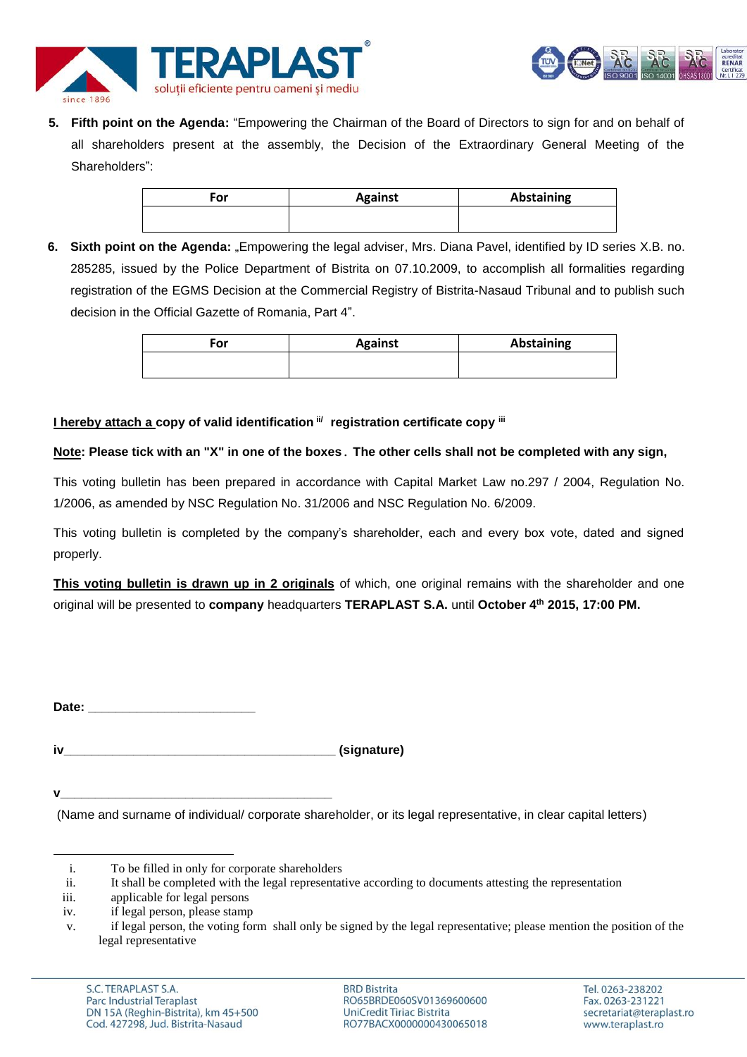5. **Fifth point on the Agenda:** "Empowering the Chairman of the Board of Directors to sign for and on behalf of all shareholders present at the assembly, the Decision of the Extraordinary General Meeting of the Shareholders":

| For | Against | Abstaining |
|---|---|---|
| | | |

6. **Sixth point on the Agenda:** „Empowering the legal adviser, Mrs. Diana Pavel, identified by ID series X.B. no. 285285, issued by the Police Department of Bistrita on 07.10.2009, to accomplish all formalities regarding registration of the EGMS Decision at the Commercial Registry of Bistrita-Nasaud Tribunal and to publish such decision in the Official Gazette of Romania, Part 4".

| For | Against | Abstaining |
|---|---|---|
| | | |

**I hereby attach a copy of valid identification [ii/] registration certificate copy [iii]**

**Note: Please tick with an "X" in one of the boxes. The other cells shall not be completed with any sign,**

This voting bulletin has been prepared in accordance with Capital Market Law no.297 / 2004, Regulation No. 1/2006, as amended by NSC Regulation No. 31/2006 and NSC Regulation No. 6/2009.

This voting bulletin is completed by the company's shareholder, each and every box vote, dated and signed properly.

**This voting bulletin is drawn up in 2 originals** of which, one original remains with the shareholder and one original will be presented to **company** headquarters **TERAPLAST S.A.** until **October 4th 2015, 17:00 PM.**

**Date:** ________________________

**iv**________________________________________ **(signature)**

**v**________________________________________

(Name and surname of individual/ corporate shareholder, or its legal representative, in clear capital letters)

---

i. To be filled in only for corporate shareholders
ii. It shall be completed with the legal representative according to documents attesting the representation
iii. applicable for legal persons
iv. if legal person, please stamp
v. if legal person, the voting form shall only be signed by the legal representative; please mention the position of the legal representative